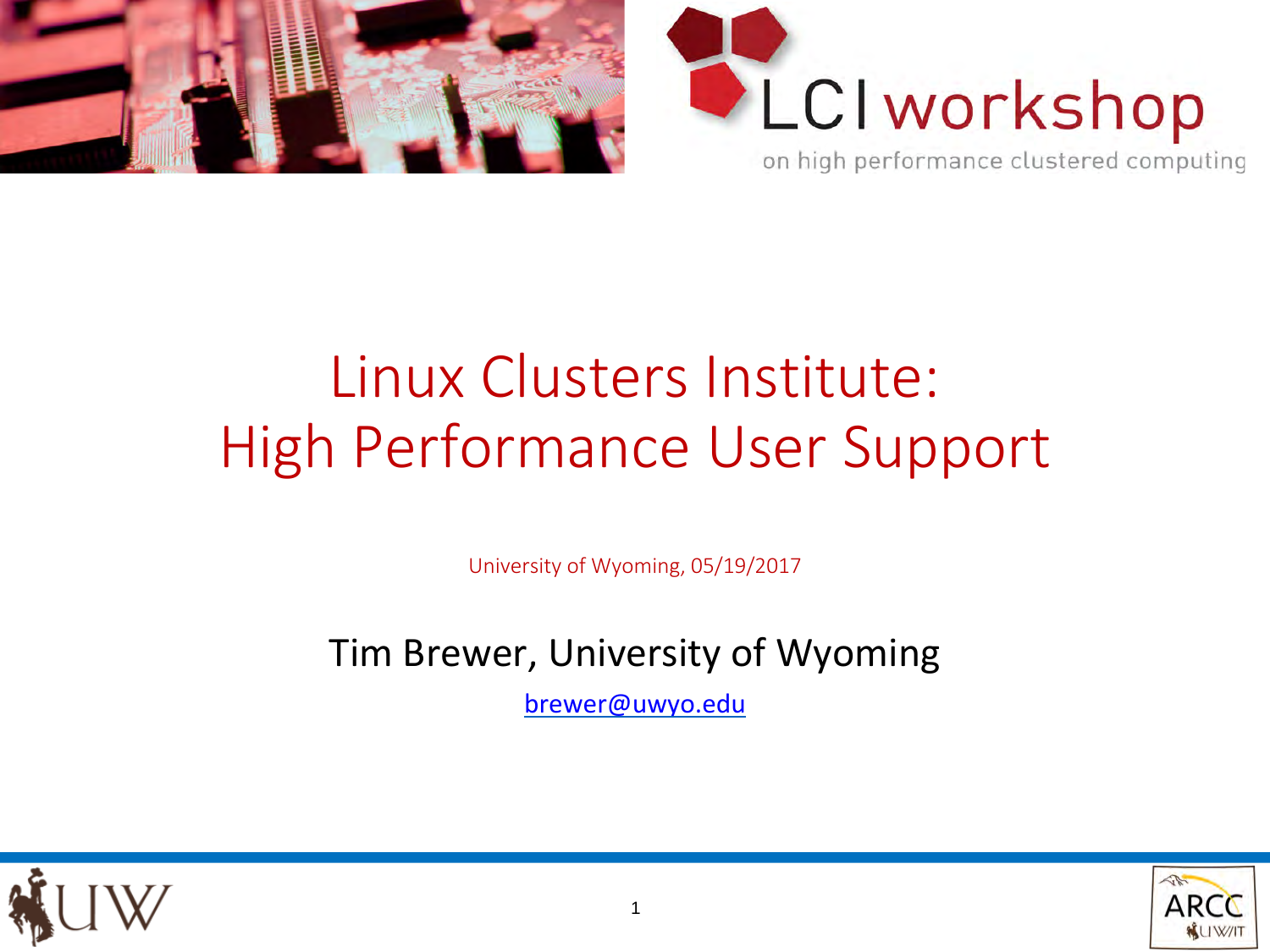LCI workshop

on high performance clustered computing

# Linux Clusters Institute: High Performance User Support

University of Wyoming, 05/19/2017

Tim Brewer, University of Wyoming

brewer@uwyo.edu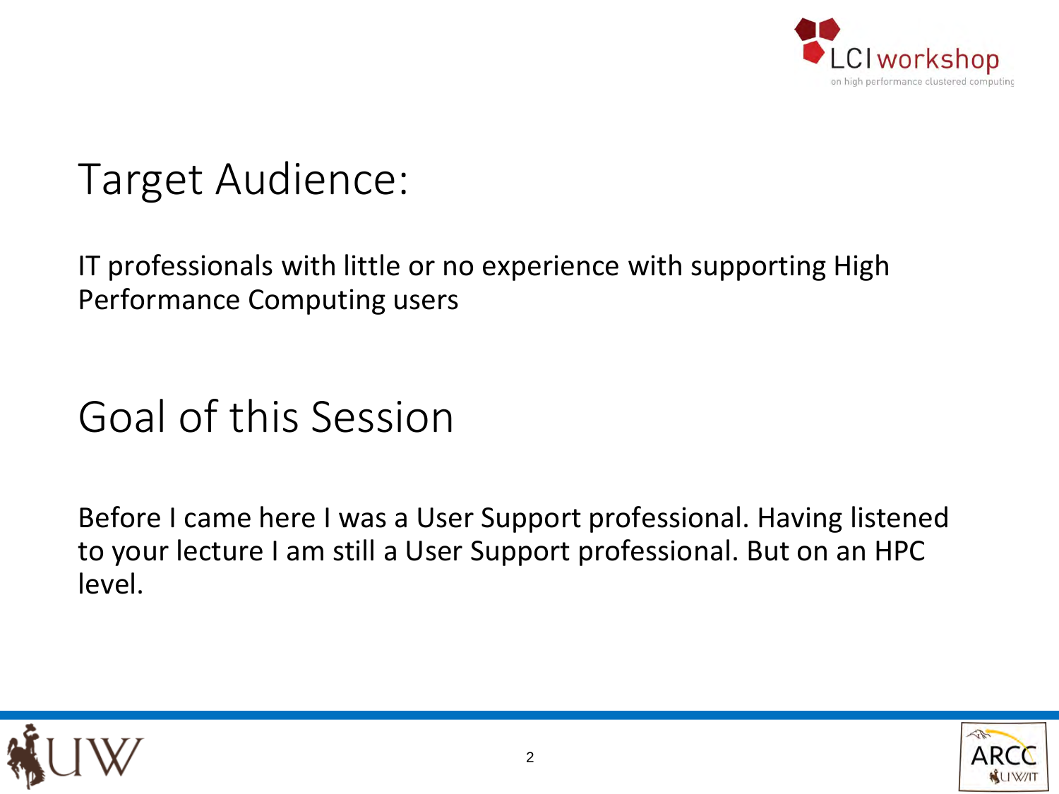## Target Audience:

IT professionals with little or no experience with supporting High Performance Computing users

## Goal of this Session

Before I came here I was a User Support professional. Having listened to your lecture I am still a User Support professional. But on an HPC level.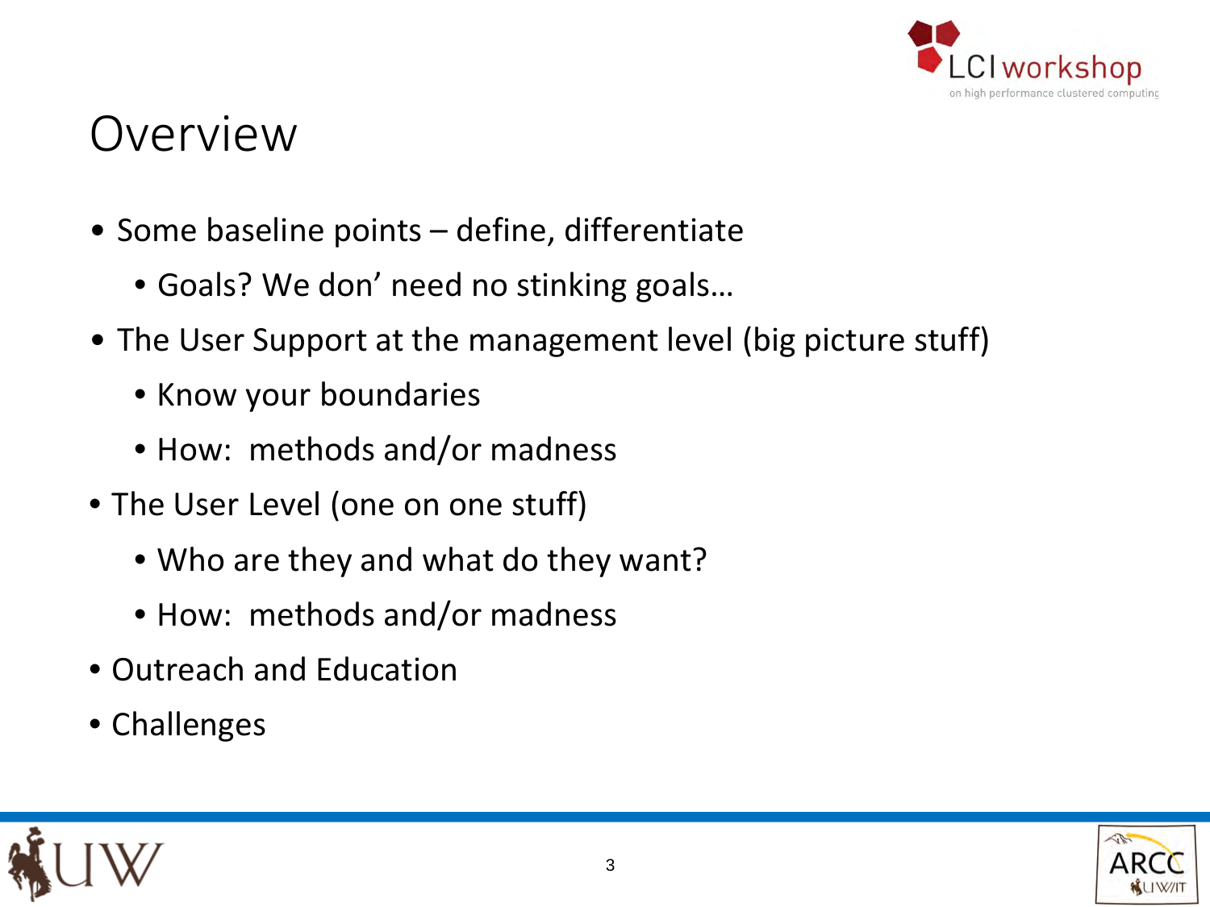# Overview

- Some baseline points – define, differentiate
  - Goals? We don' need no stinking goals…
- The User Support at the management level (big picture stuff)
  - Know your boundaries
  - How: methods and/or madness
- The User Level (one on one stuff)
  - Who are they and what do they want?
  - How: methods and/or madness
- Outreach and Education
- Challenges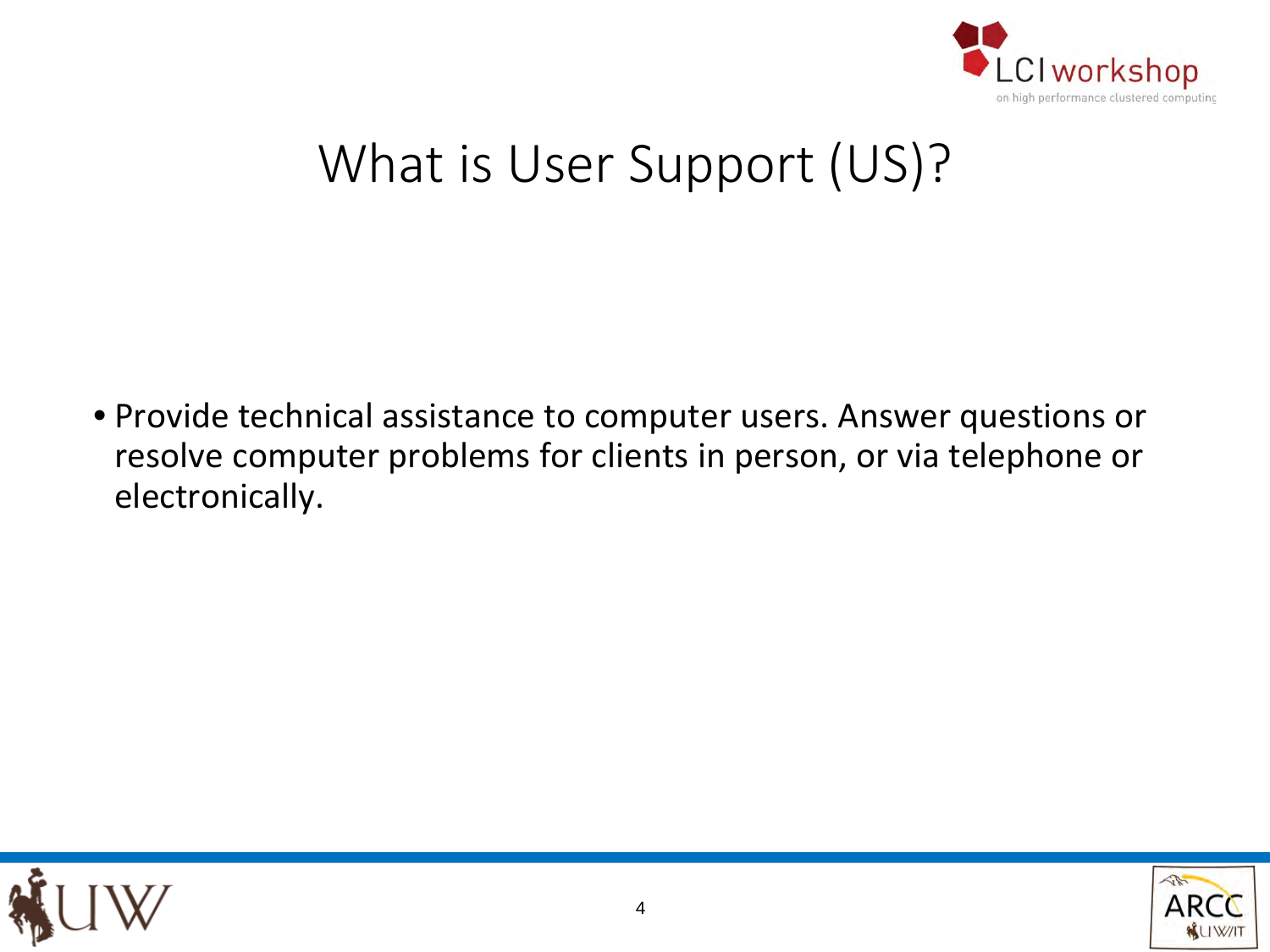# What is User Support (US)?

- Provide technical assistance to computer users. Answer questions or resolve computer problems for clients in person, or via telephone or electronically.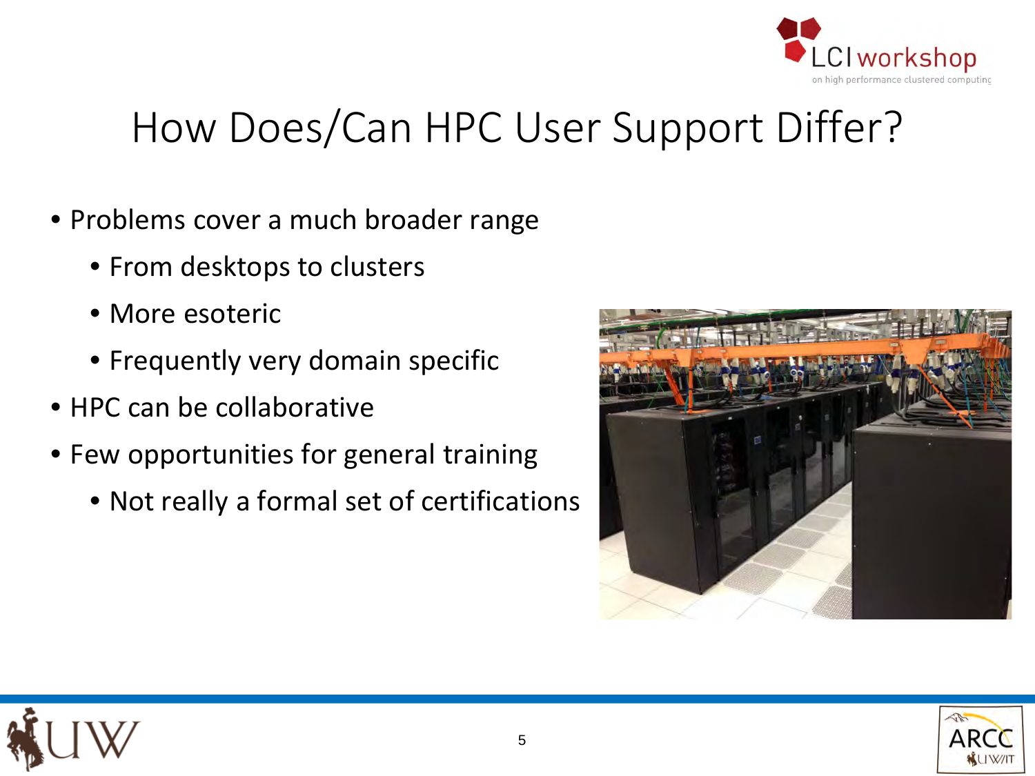# How Does/Can HPC User Support Differ?

- Problems cover a much broader range
  - From desktops to clusters
  - More esoteric
  - Frequently very domain specific
- HPC can be collaborative
- Few opportunities for general training
  - Not really a formal set of certifications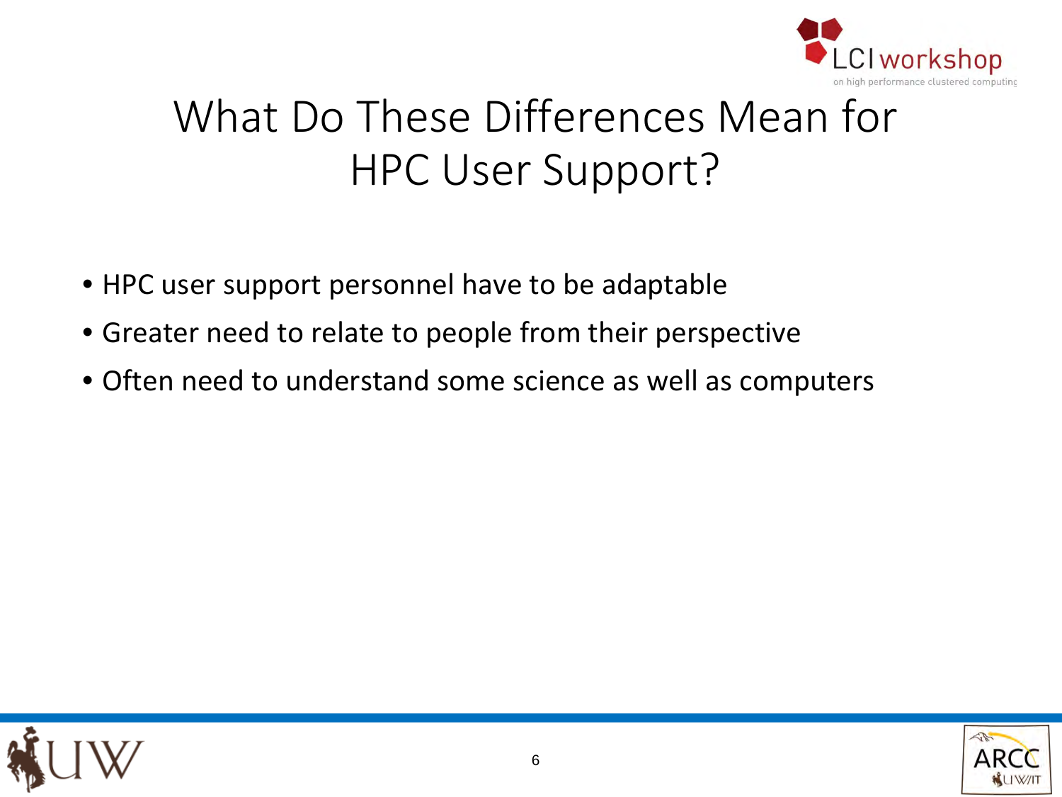# What Do These Differences Mean for HPC User Support?

- HPC user support personnel have to be adaptable
- Greater need to relate to people from their perspective
- Often need to understand some science as well as computers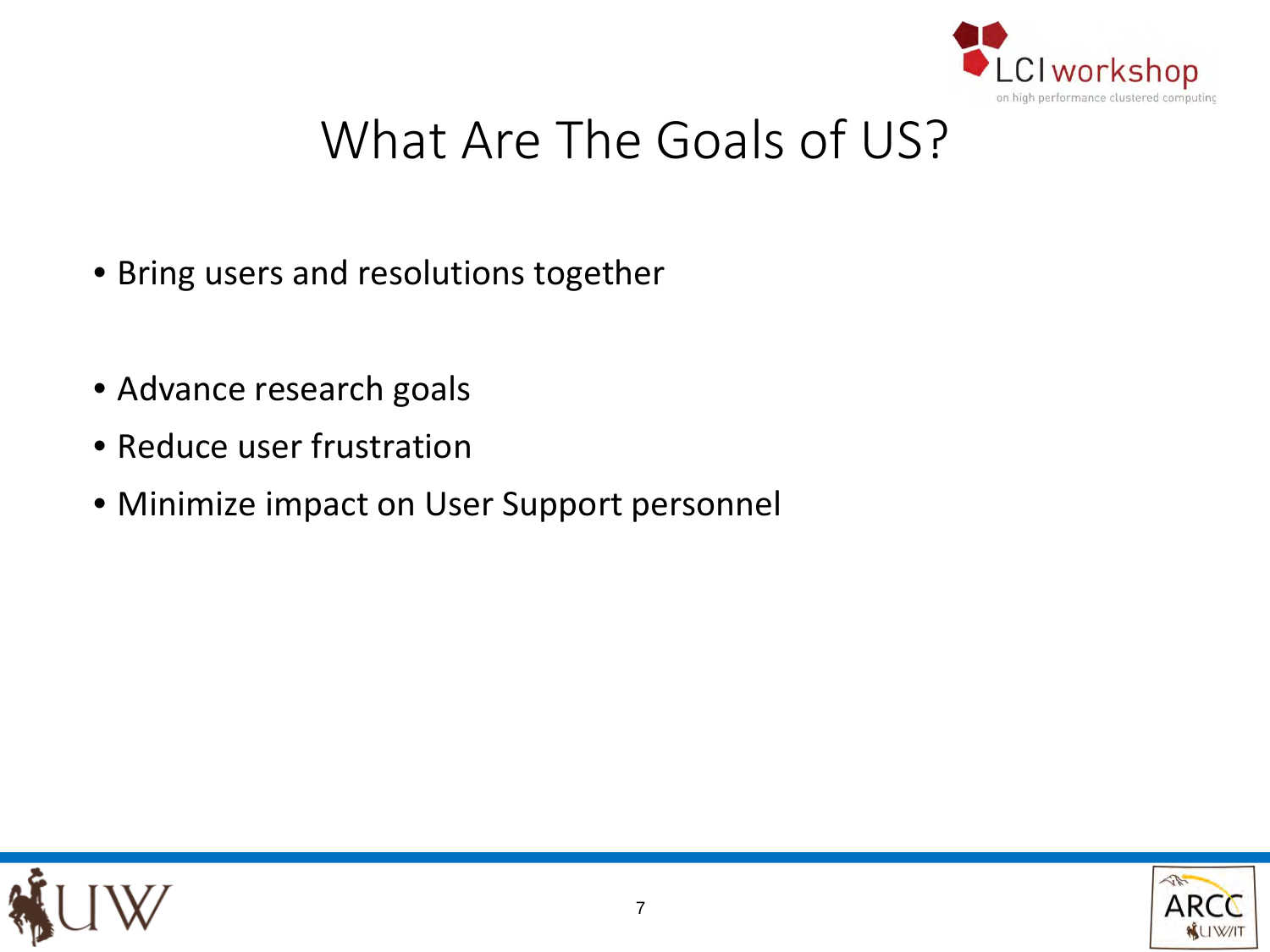# What Are The Goals of US?

- Bring users and resolutions together
- Advance research goals
- Reduce user frustration
- Minimize impact on User Support personnel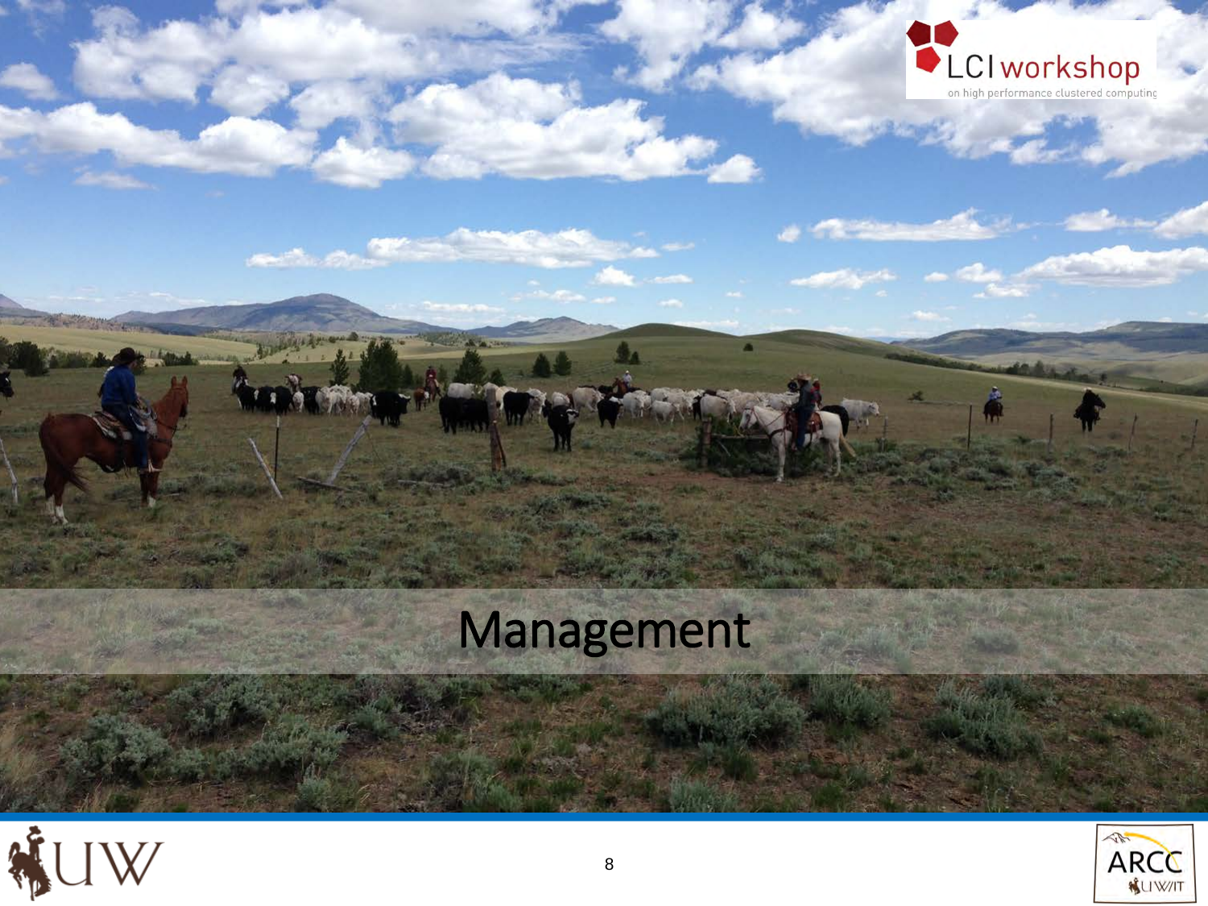# Management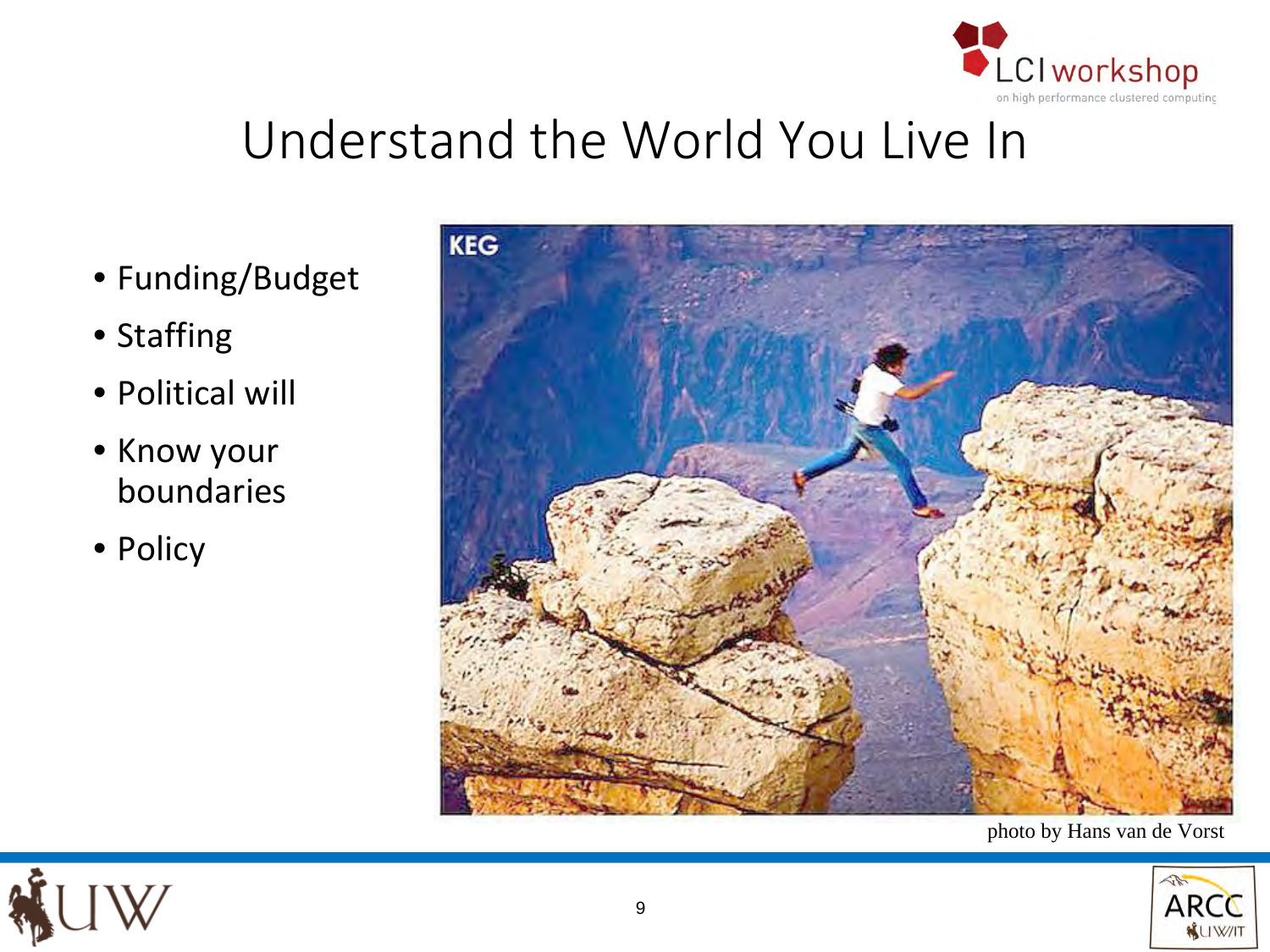# Understand the World You Live In

- Funding/Budget
- Staffing
- Political will
- Know your boundaries
- Policy

photo by Hans van de Vorst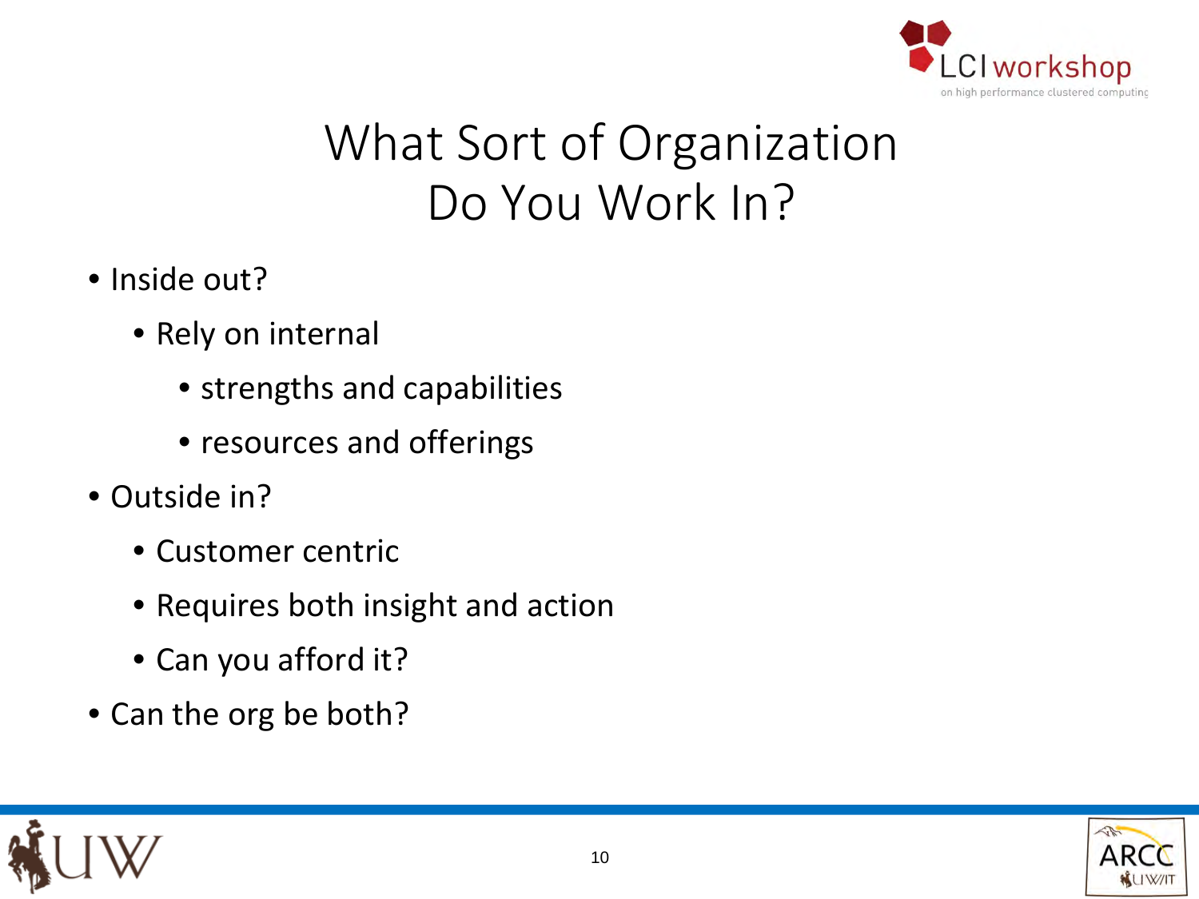# What Sort of Organization Do You Work In?

- Inside out?
  - Rely on internal
    - strengths and capabilities
    - resources and offerings
- Outside in?
  - Customer centric
  - Requires both insight and action
  - Can you afford it?
- Can the org be both?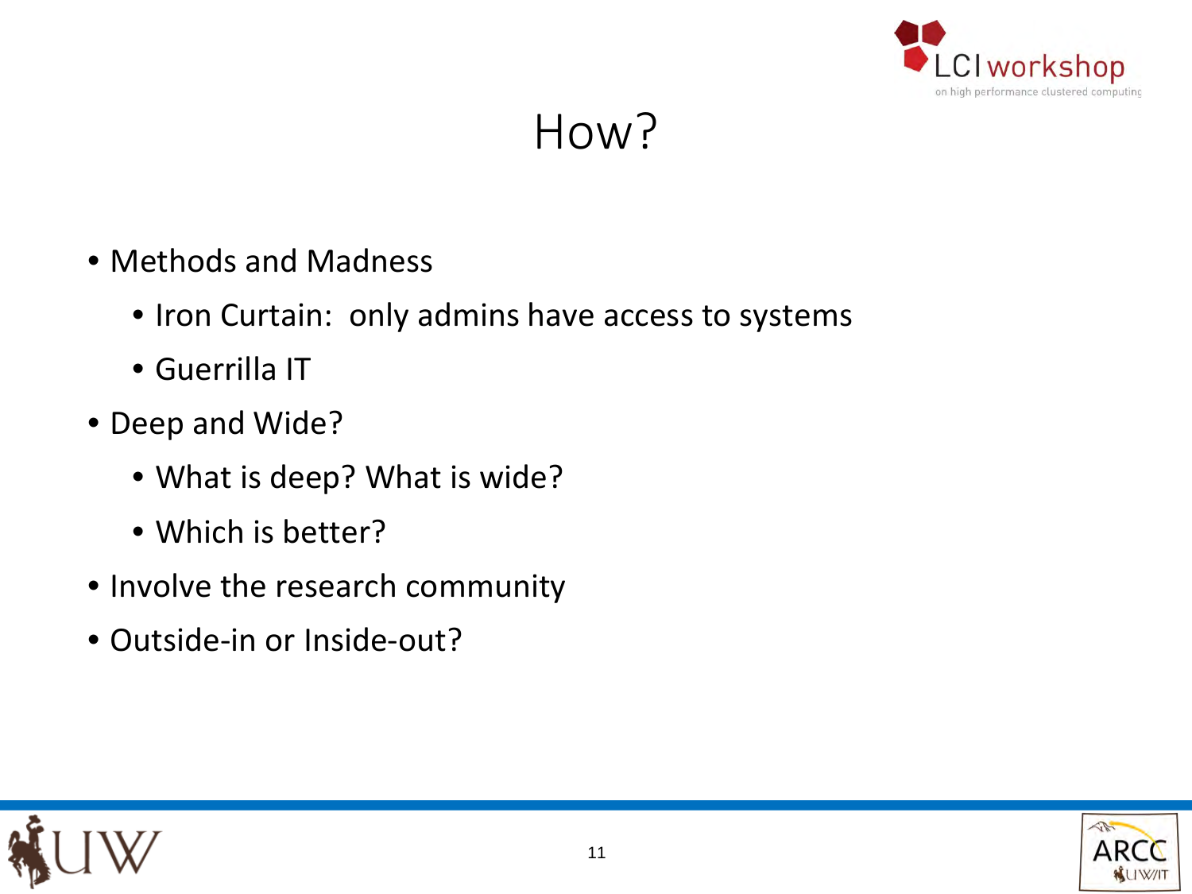# How?

- Methods and Madness
  - Iron Curtain:  only admins have access to systems
  - Guerrilla IT
- Deep and Wide?
  - What is deep? What is wide?
  - Which is better?
- Involve the research community
- Outside-in or Inside-out?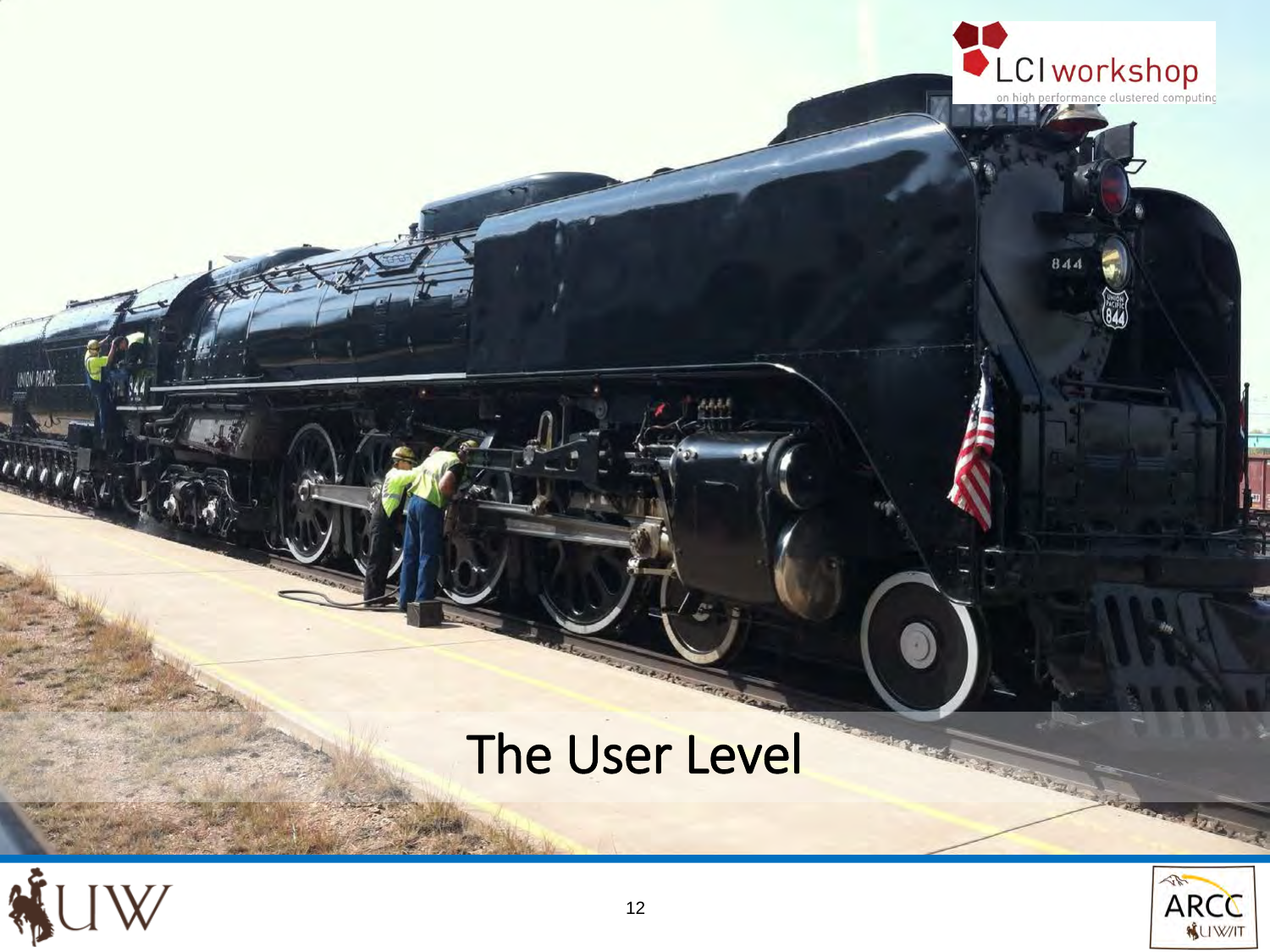# The User Level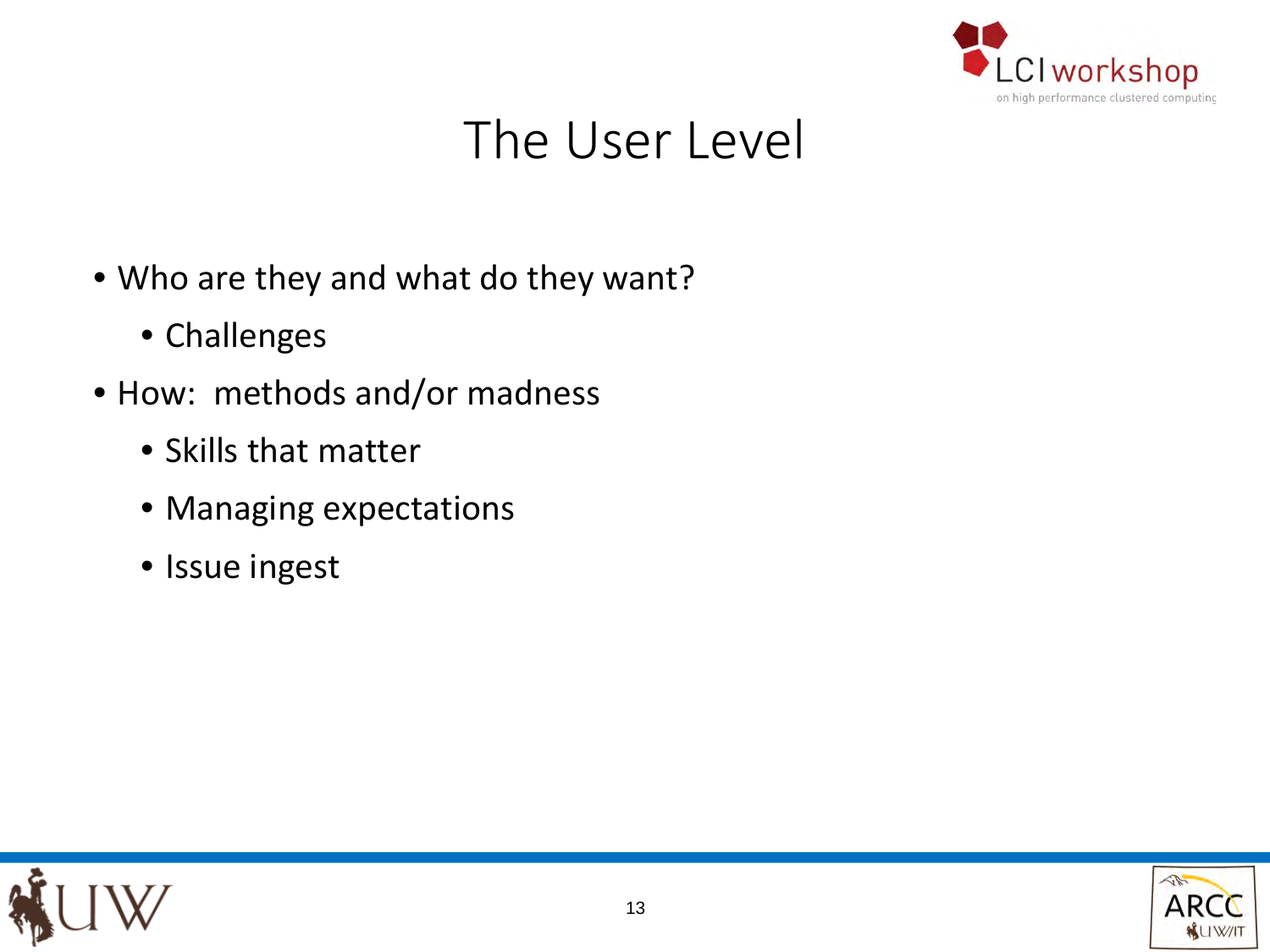# The User Level

- Who are they and what do they want?
  - Challenges
- How:  methods and/or madness
  - Skills that matter
  - Managing expectations
  - Issue ingest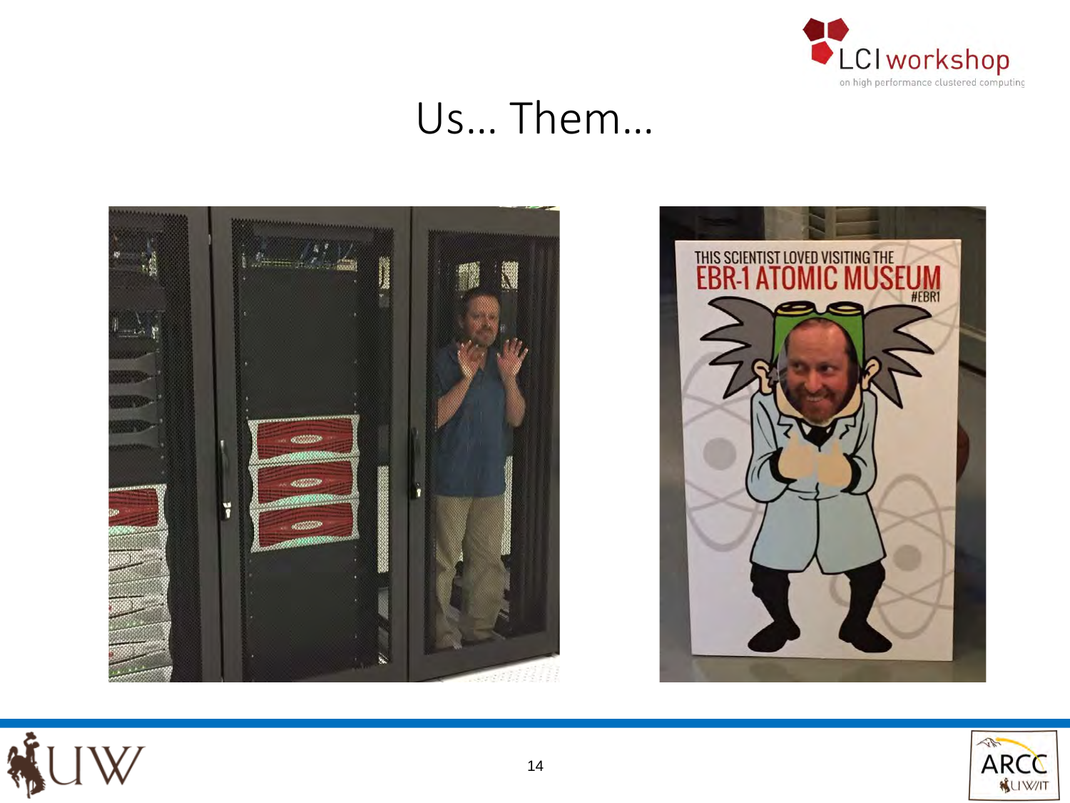# Us… Them…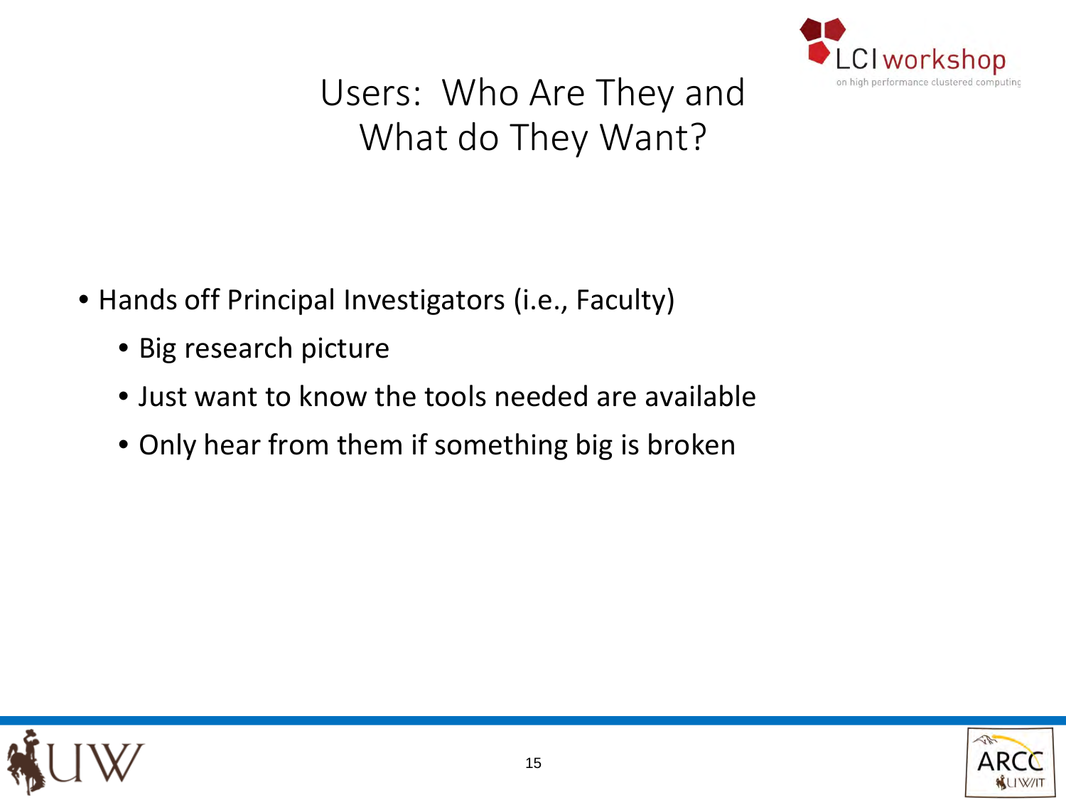# Users: Who Are They and What do They Want?

- Hands off Principal Investigators (i.e., Faculty)
  - Big research picture
  - Just want to know the tools needed are available
  - Only hear from them if something big is broken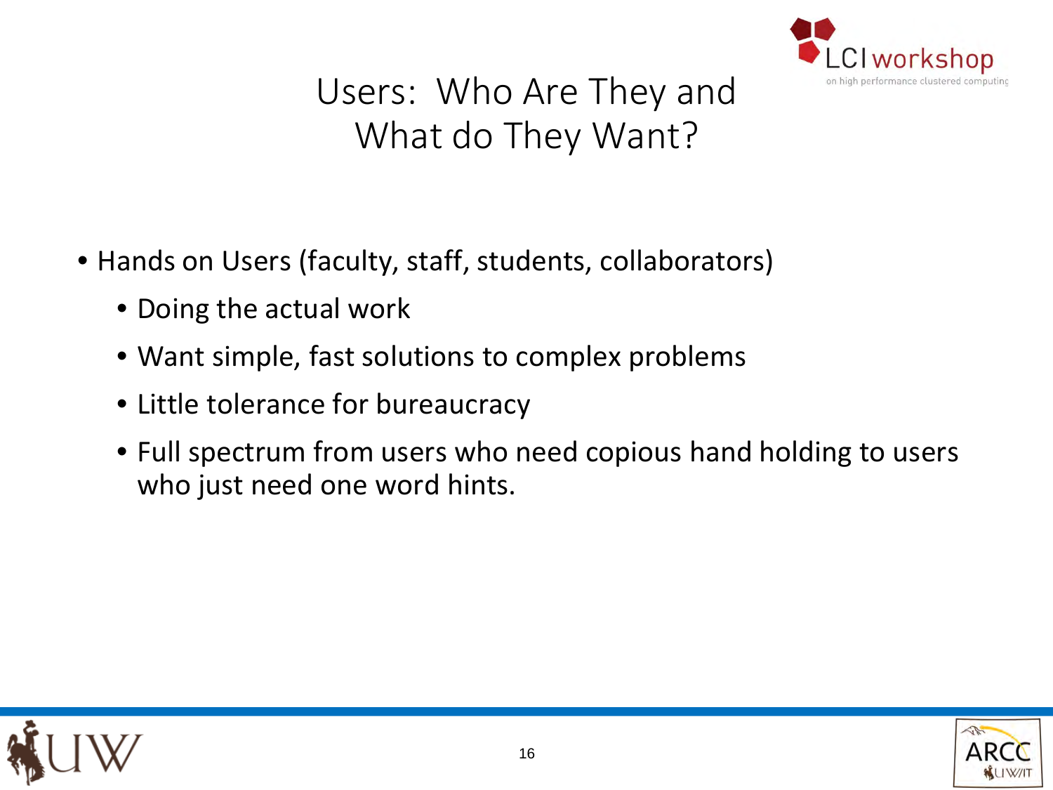# Users: Who Are They and What do They Want?

- Hands on Users (faculty, staff, students, collaborators)
  - Doing the actual work
  - Want simple, fast solutions to complex problems
  - Little tolerance for bureaucracy
  - Full spectrum from users who need copious hand holding to users who just need one word hints.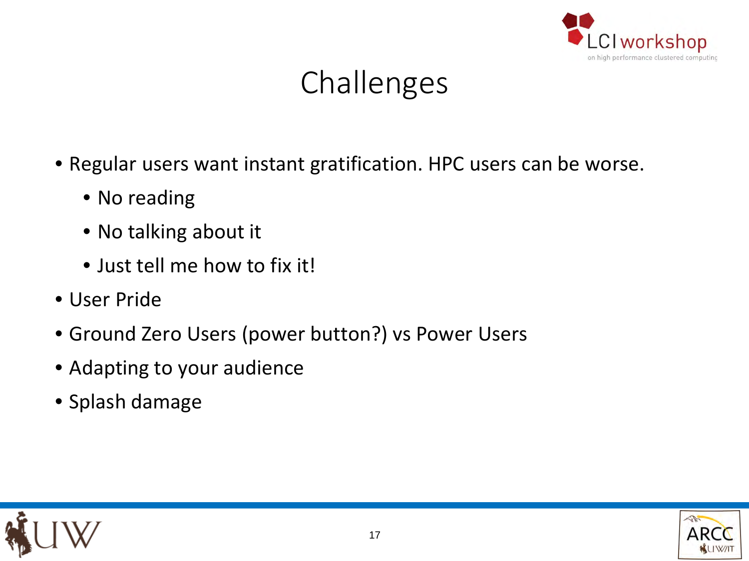# Challenges

- Regular users want instant gratification. HPC users can be worse.
  - No reading
  - No talking about it
  - Just tell me how to fix it!
- User Pride
- Ground Zero Users (power button?) vs Power Users
- Adapting to your audience
- Splash damage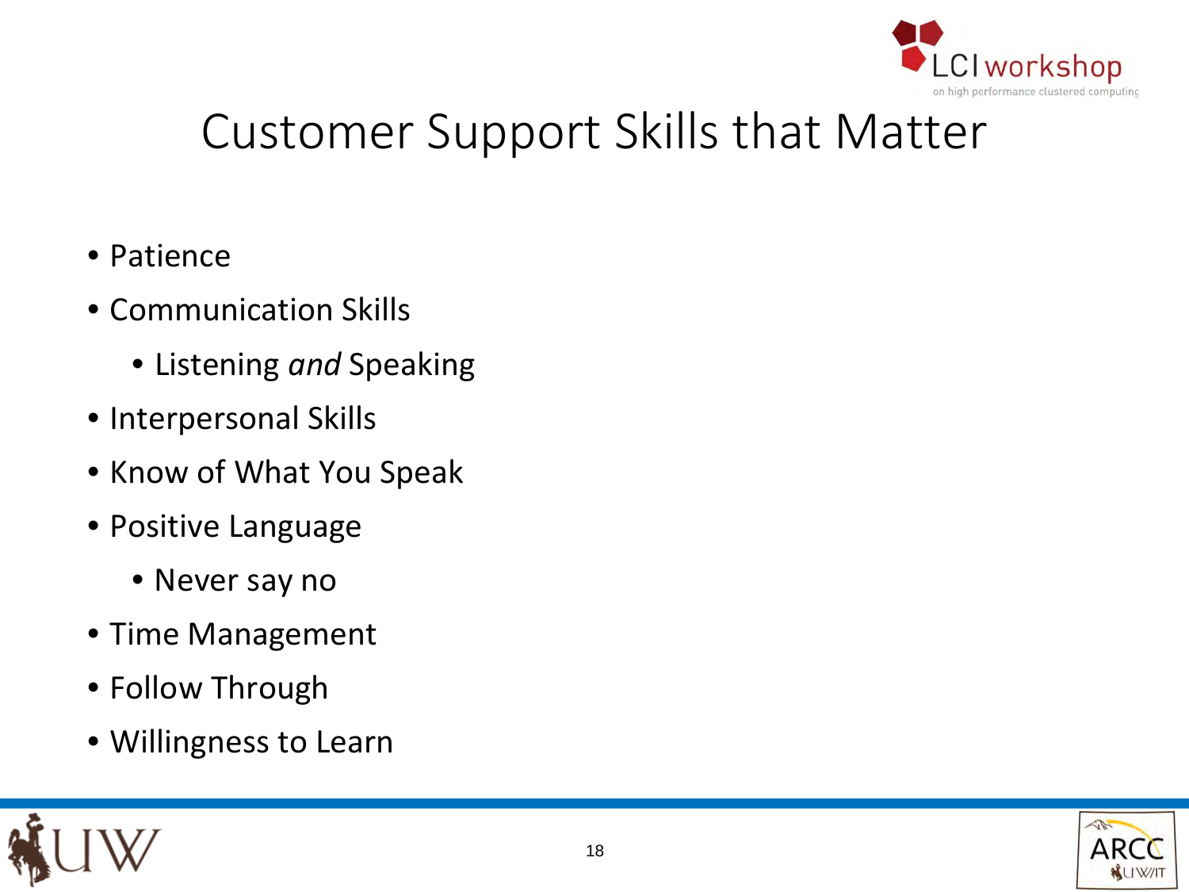# Customer Support Skills that Matter

- Patience
- Communication Skills
  - Listening *and* Speaking
- Interpersonal Skills
- Know of What You Speak
- Positive Language
  - Never say no
- Time Management
- Follow Through
- Willingness to Learn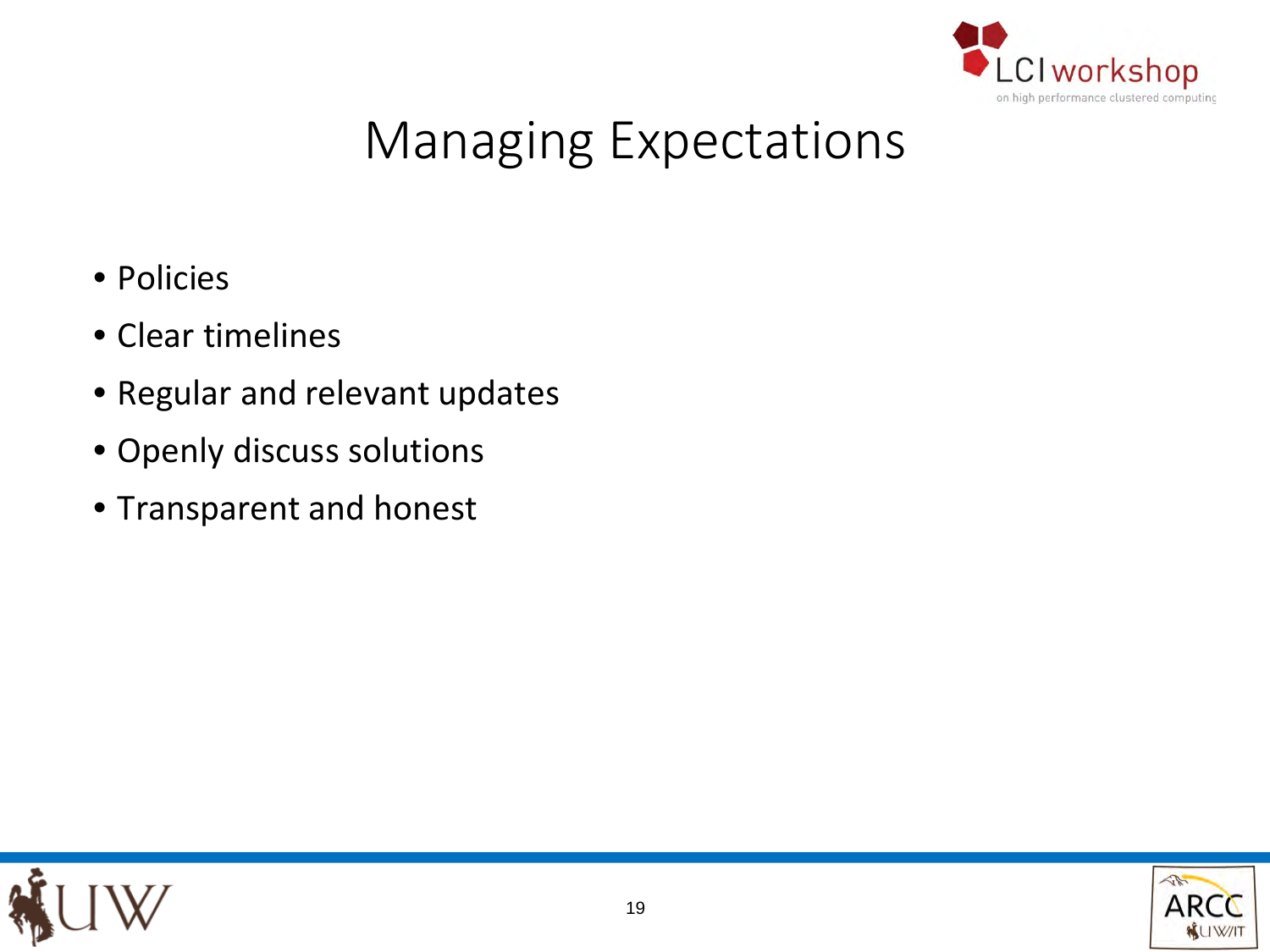# Managing Expectations

- Policies
- Clear timelines
- Regular and relevant updates
- Openly discuss solutions
- Transparent and honest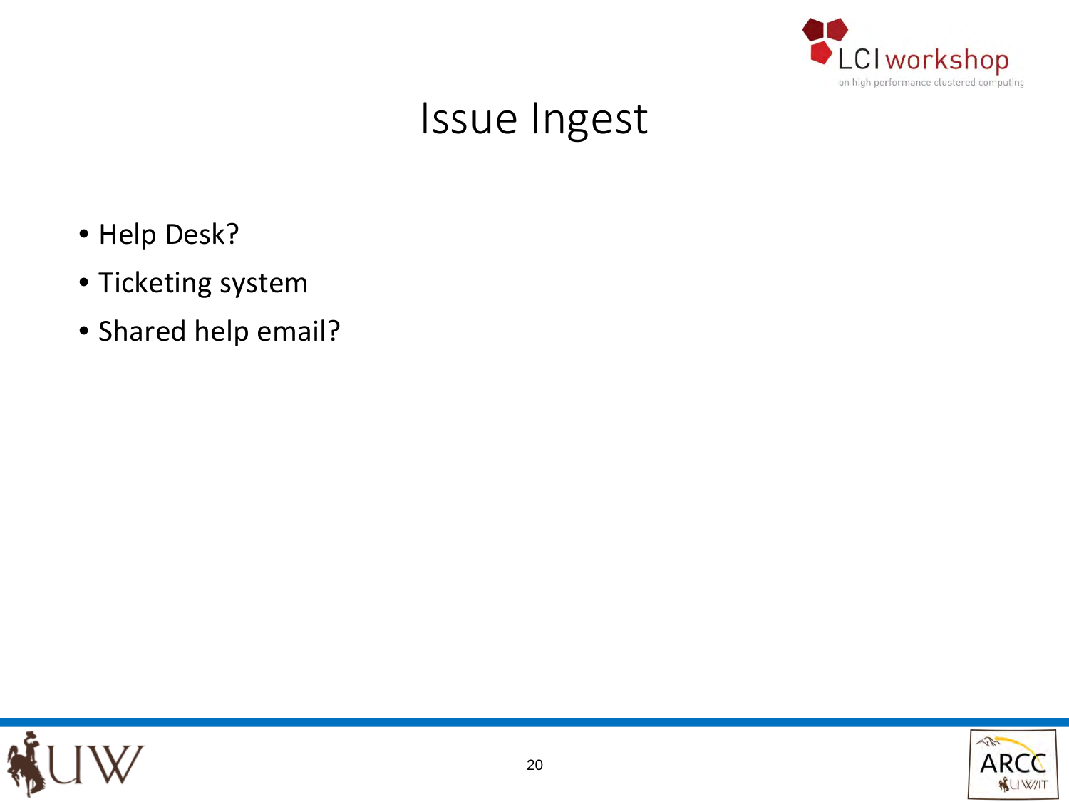# Issue Ingest

- Help Desk?
- Ticketing system
- Shared help email?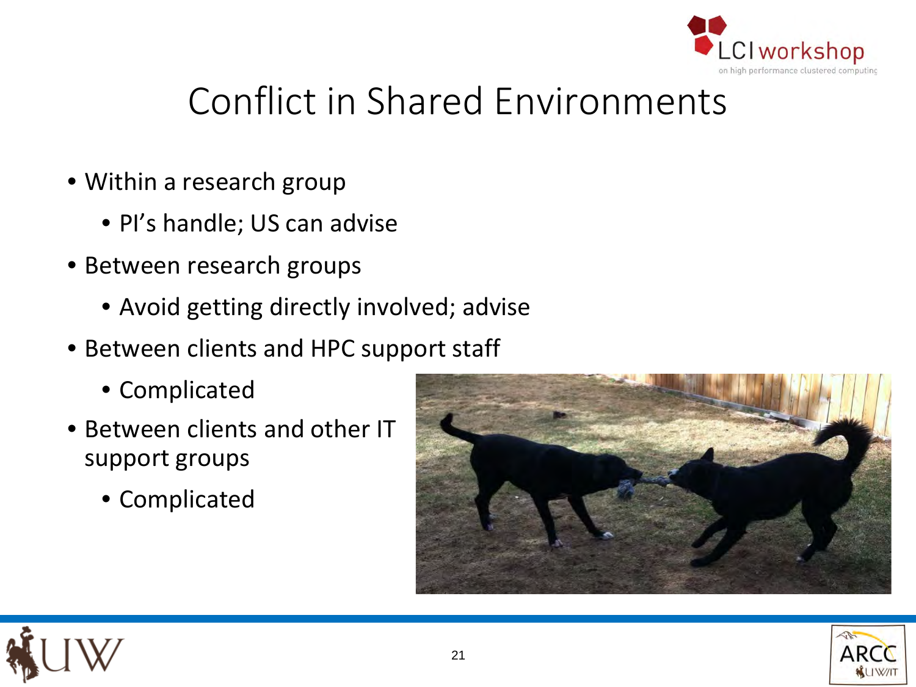# Conflict in Shared Environments

- Within a research group
  - PI's handle; US can advise
- Between research groups
  - Avoid getting directly involved; advise
- Between clients and HPC support staff
  - Complicated
- Between clients and other IT support groups
  - Complicated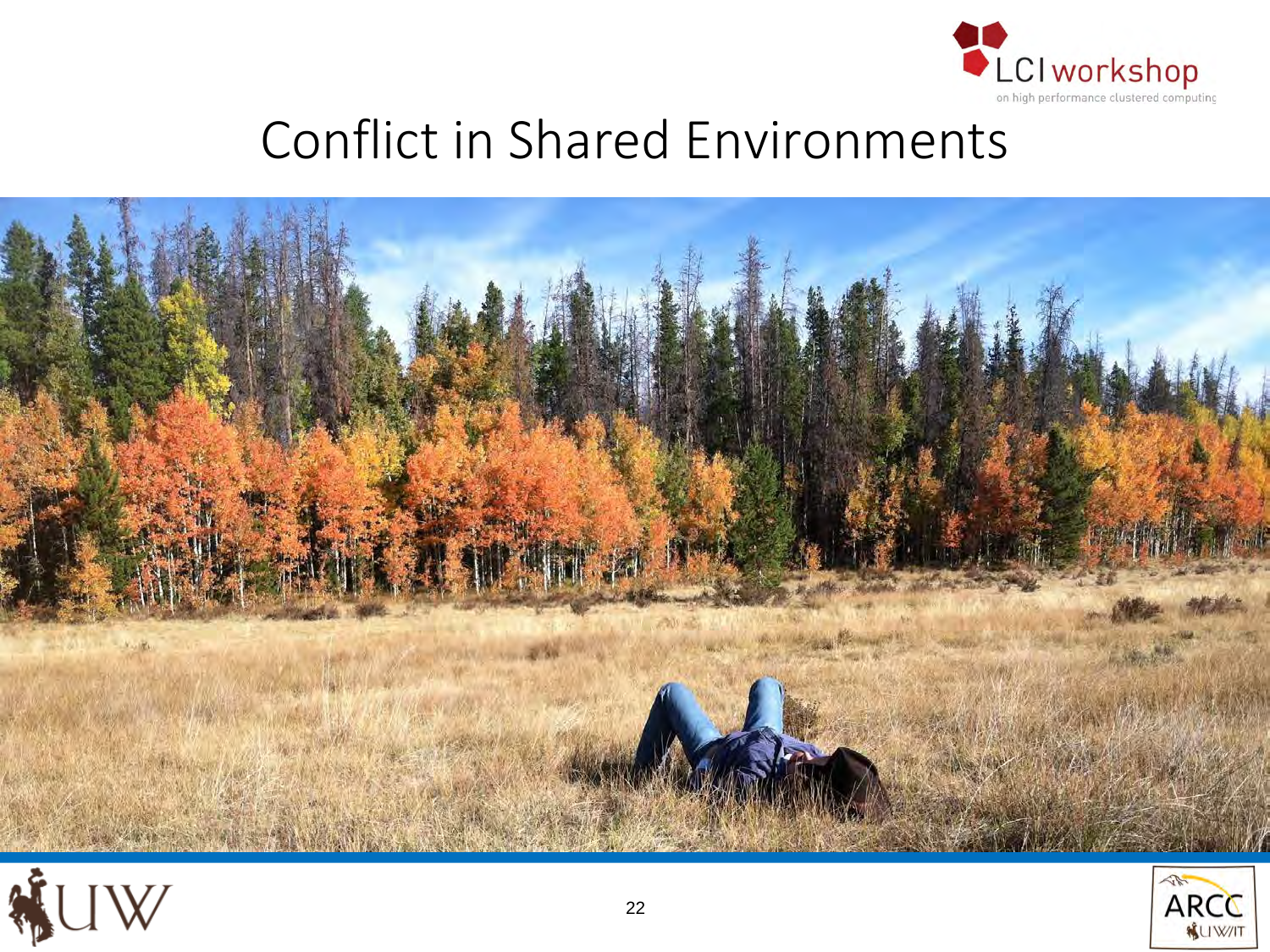# Conflict in Shared Environments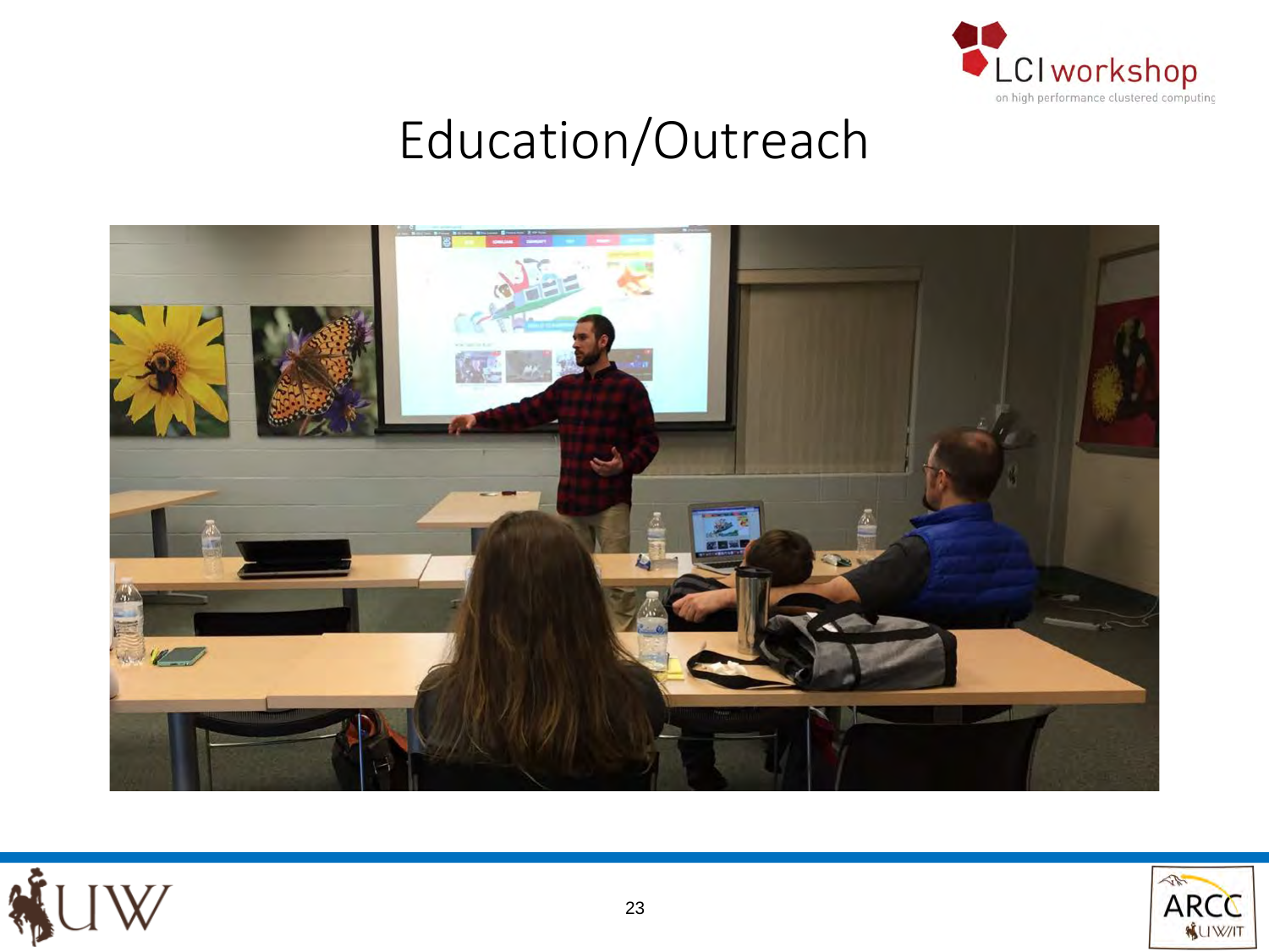# Education/Outreach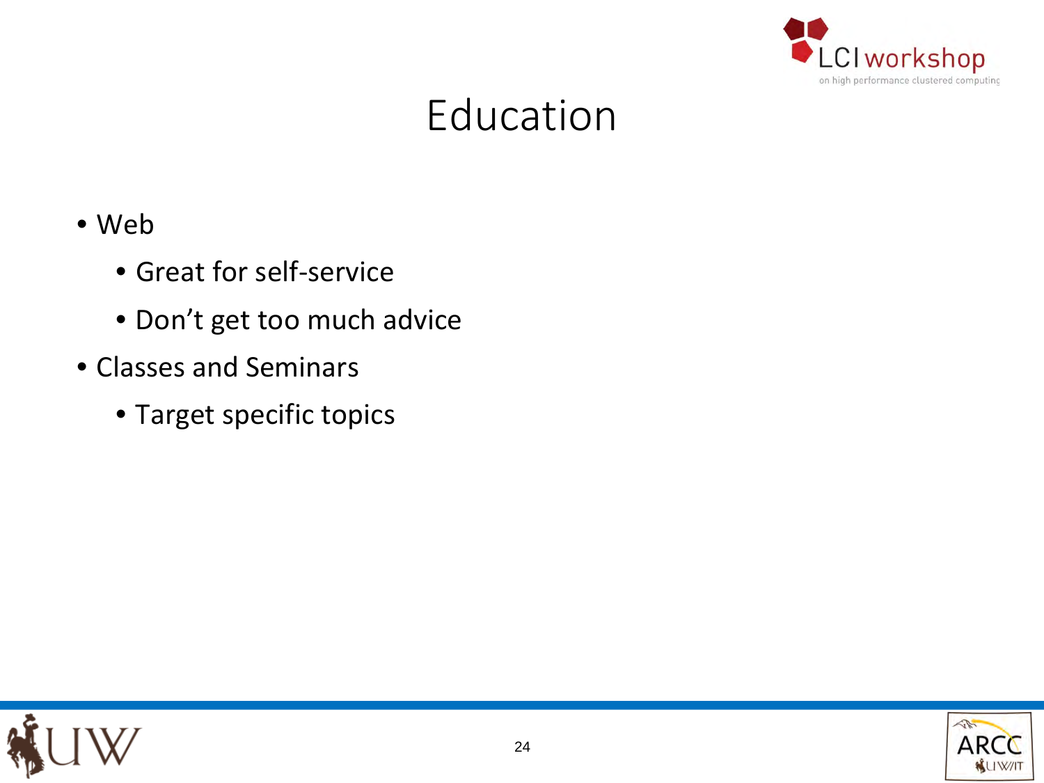# Education

- Web
  - Great for self-service
  - Don’t get too much advice
- Classes and Seminars
  - Target specific topics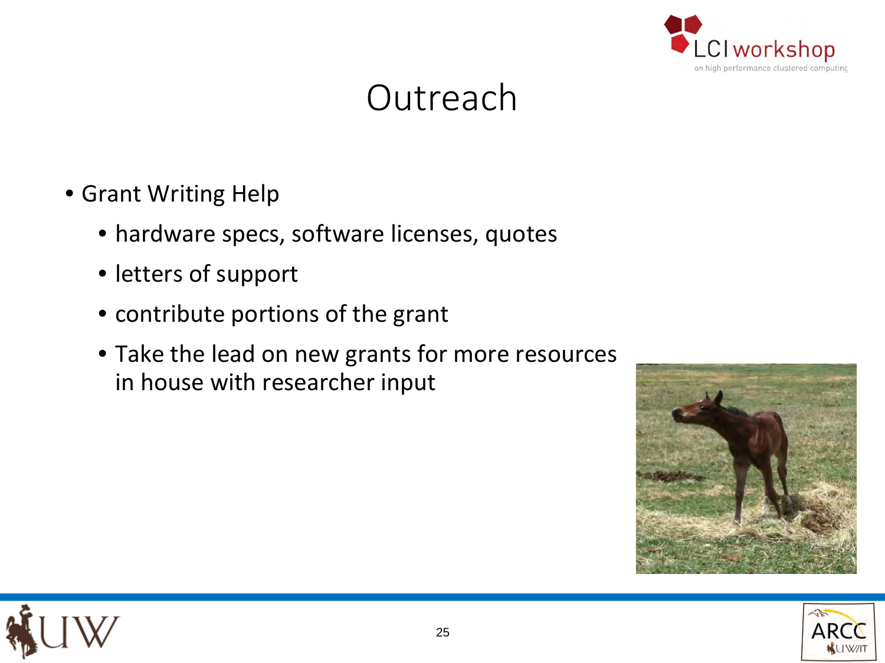# Outreach

- Grant Writing Help
  - hardware specs, software licenses, quotes
  - letters of support
  - contribute portions of the grant
  - Take the lead on new grants for more resources in house with researcher input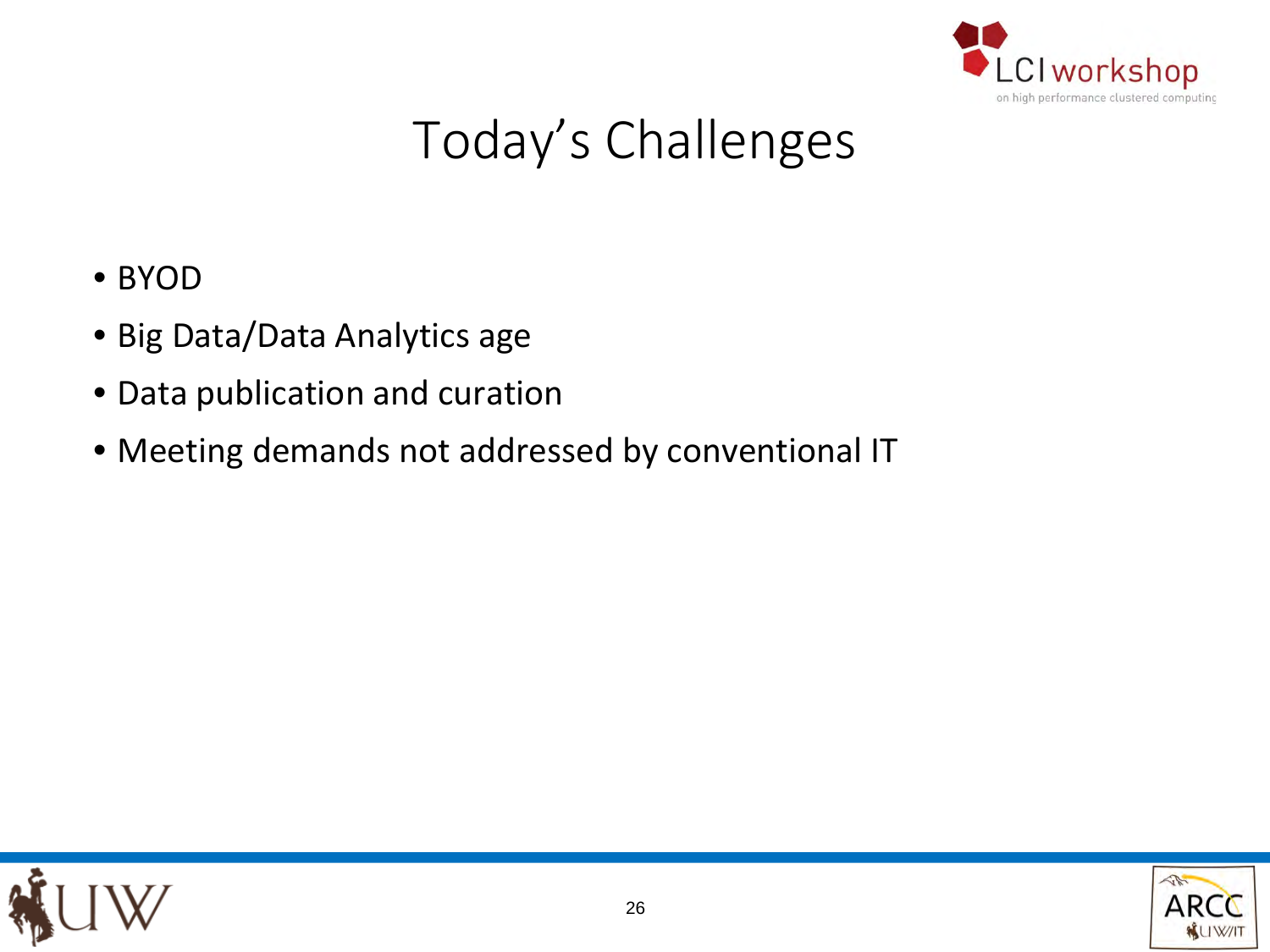# Today's Challenges

- BYOD
- Big Data/Data Analytics age
- Data publication and curation
- Meeting demands not addressed by conventional IT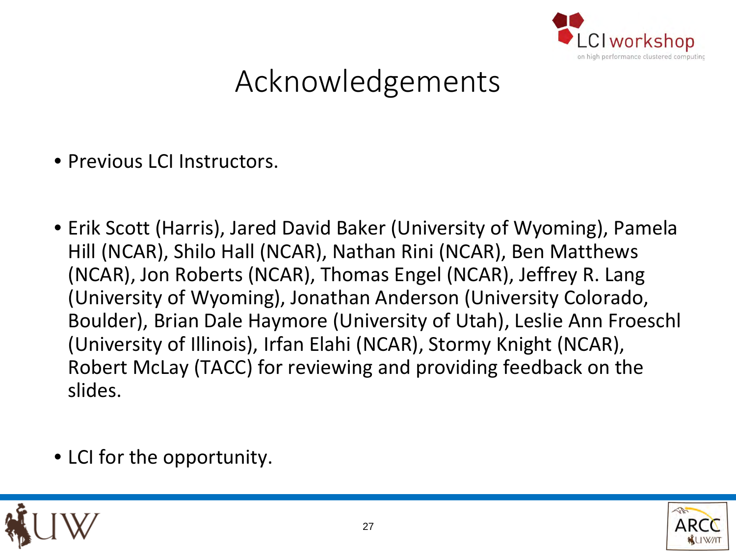# Acknowledgements

- Previous LCI Instructors.

- Erik Scott (Harris), Jared David Baker (University of Wyoming), Pamela Hill (NCAR), Shilo Hall (NCAR), Nathan Rini (NCAR), Ben Matthews (NCAR), Jon Roberts (NCAR), Thomas Engel (NCAR), Jeffrey R. Lang (University of Wyoming), Jonathan Anderson (University Colorado, Boulder), Brian Dale Haymore (University of Utah), Leslie Ann Froeschl (University of Illinois), Irfan Elahi (NCAR), Stormy Knight (NCAR), Robert McLay (TACC) for reviewing and providing feedback on the slides.

- LCI for the opportunity.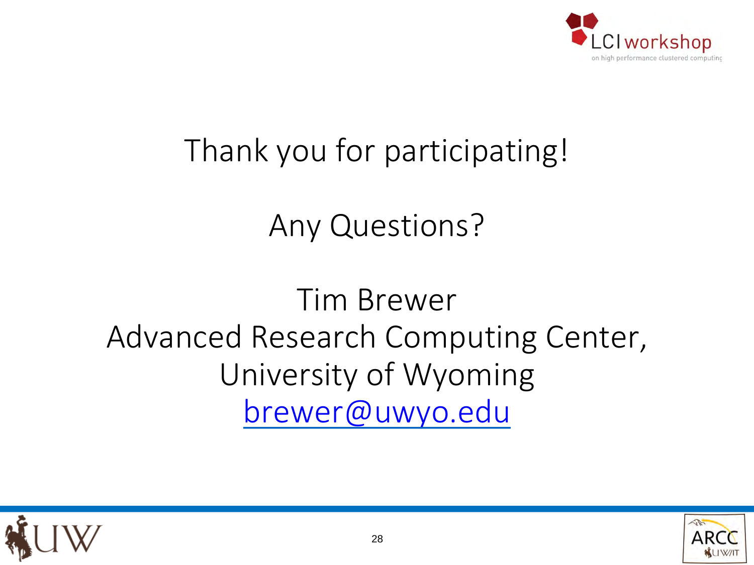Thank you for participating!

Any Questions?

Tim Brewer
Advanced Research Computing Center,
University of Wyoming
brewer@uwyo.edu